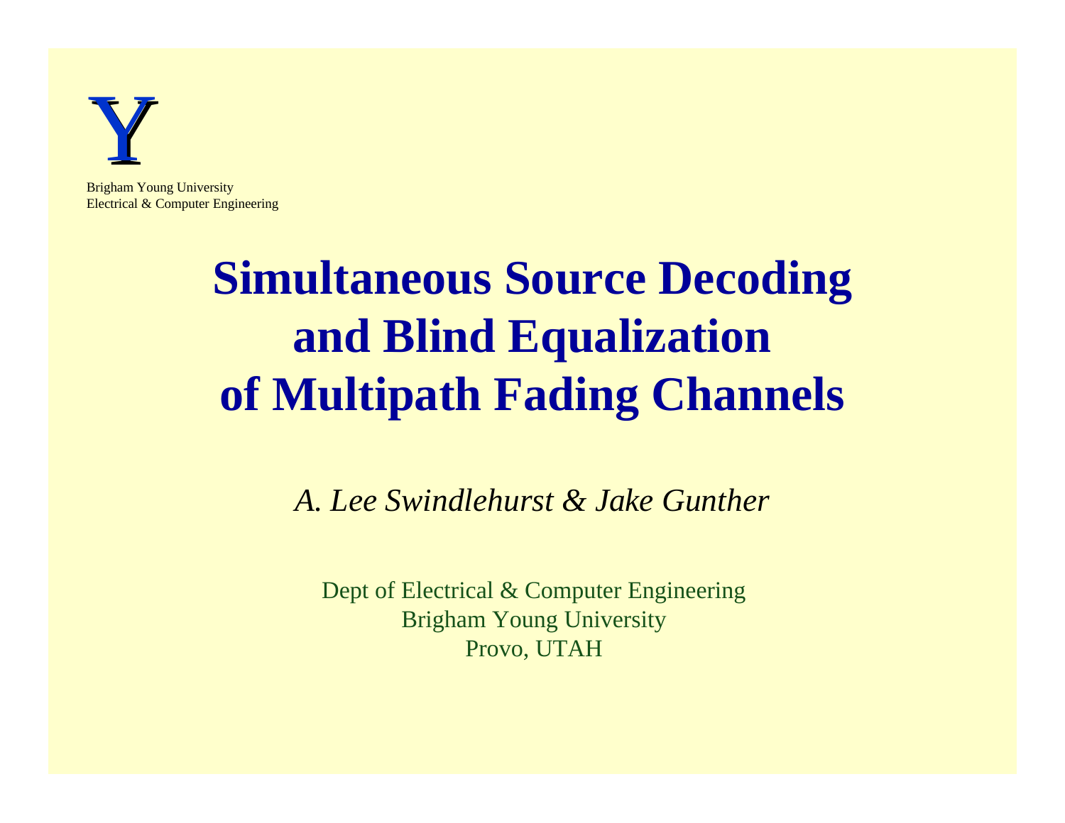Y

Brigham Young University
Electrical & Computer Engineering

# Simultaneous Source Decoding and Blind Equalization of Multipath Fading Channels

*A. Lee Swindlehurst & Jake Gunther*

Dept of Electrical & Computer Engineering
Brigham Young University
Provo, UTAH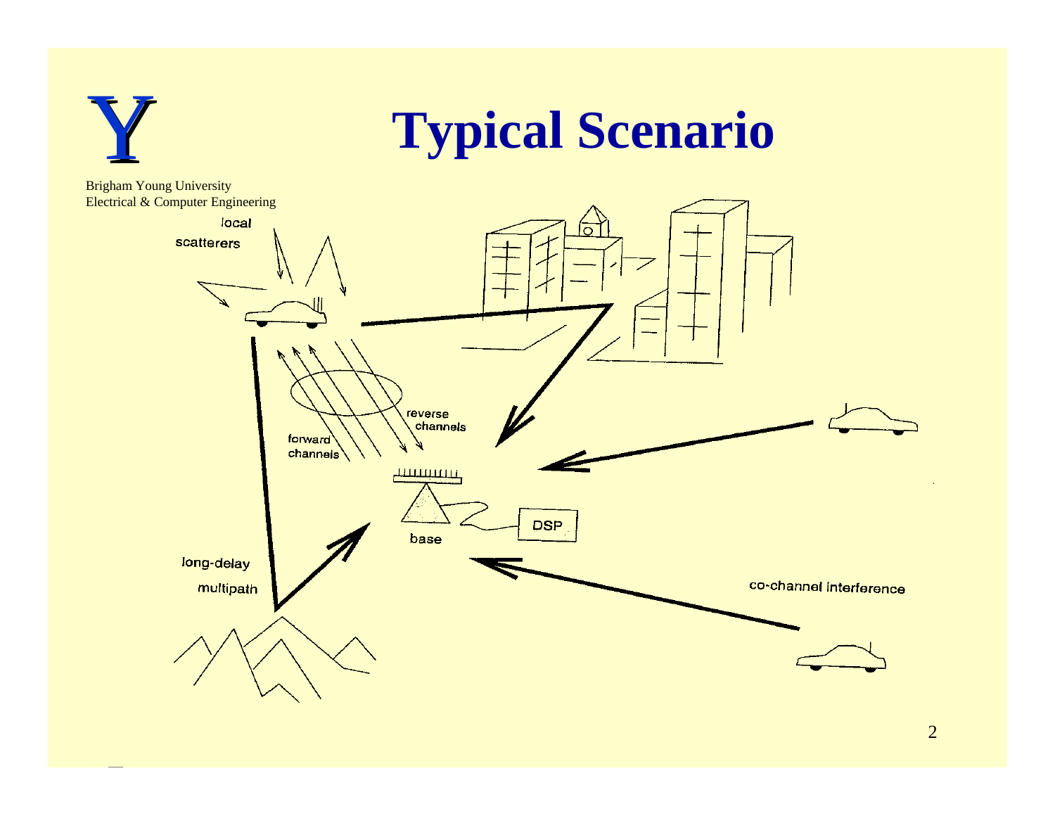# Typical Scenario

Brigham Young University
Electrical & Computer Engineering

local scatterers

forward channels

reverse channels

base

DSP

long-delay multipath

co-channel interference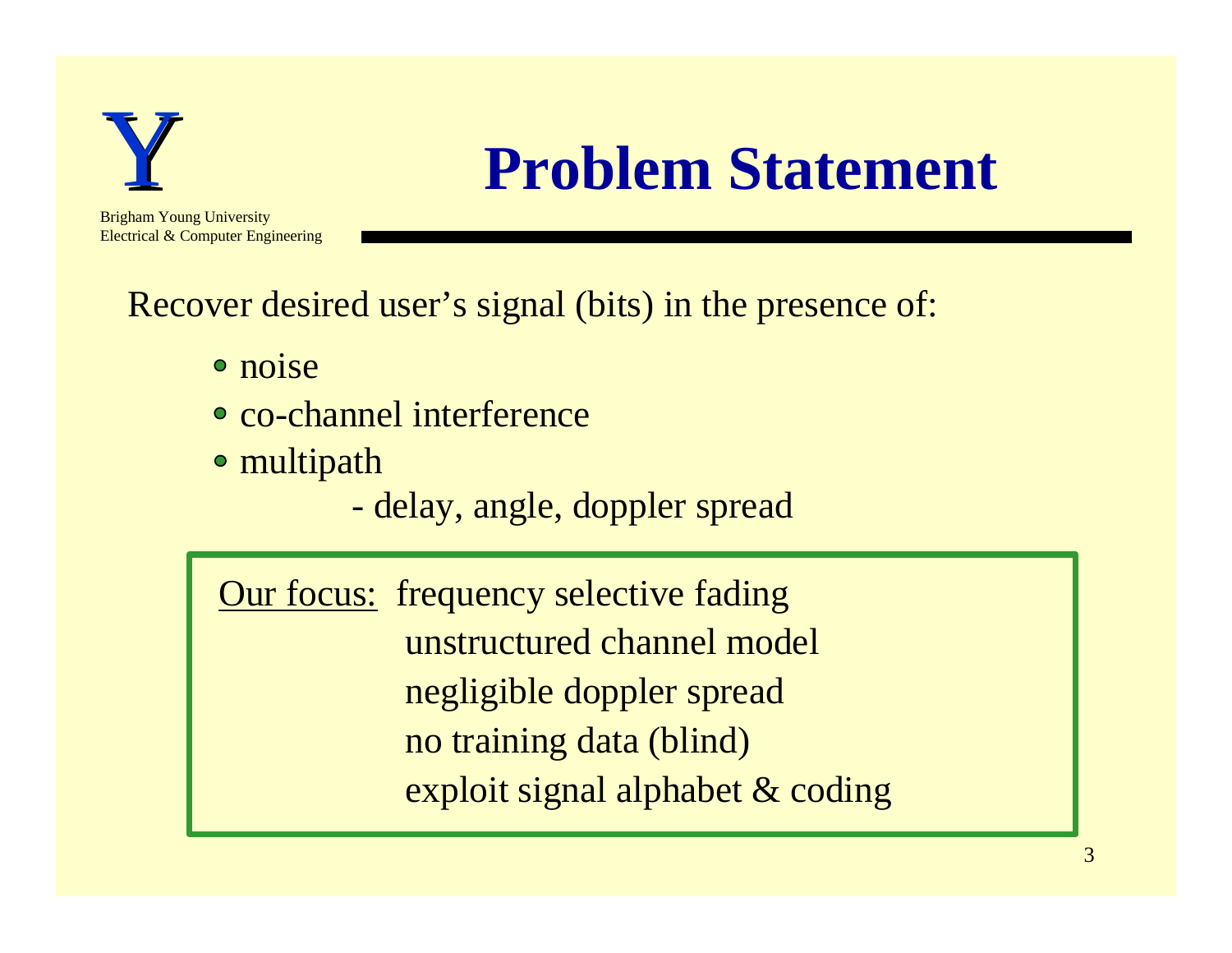# Problem Statement

Brigham Young University
Electrical & Computer Engineering

Recover desired user's signal (bits) in the presence of:

- noise
- co-channel interference
- multipath
  - delay, angle, doppler spread

<u>Our focus:</u> frequency selective fading
unstructured channel model
negligible doppler spread
no training data (blind)
exploit signal alphabet & coding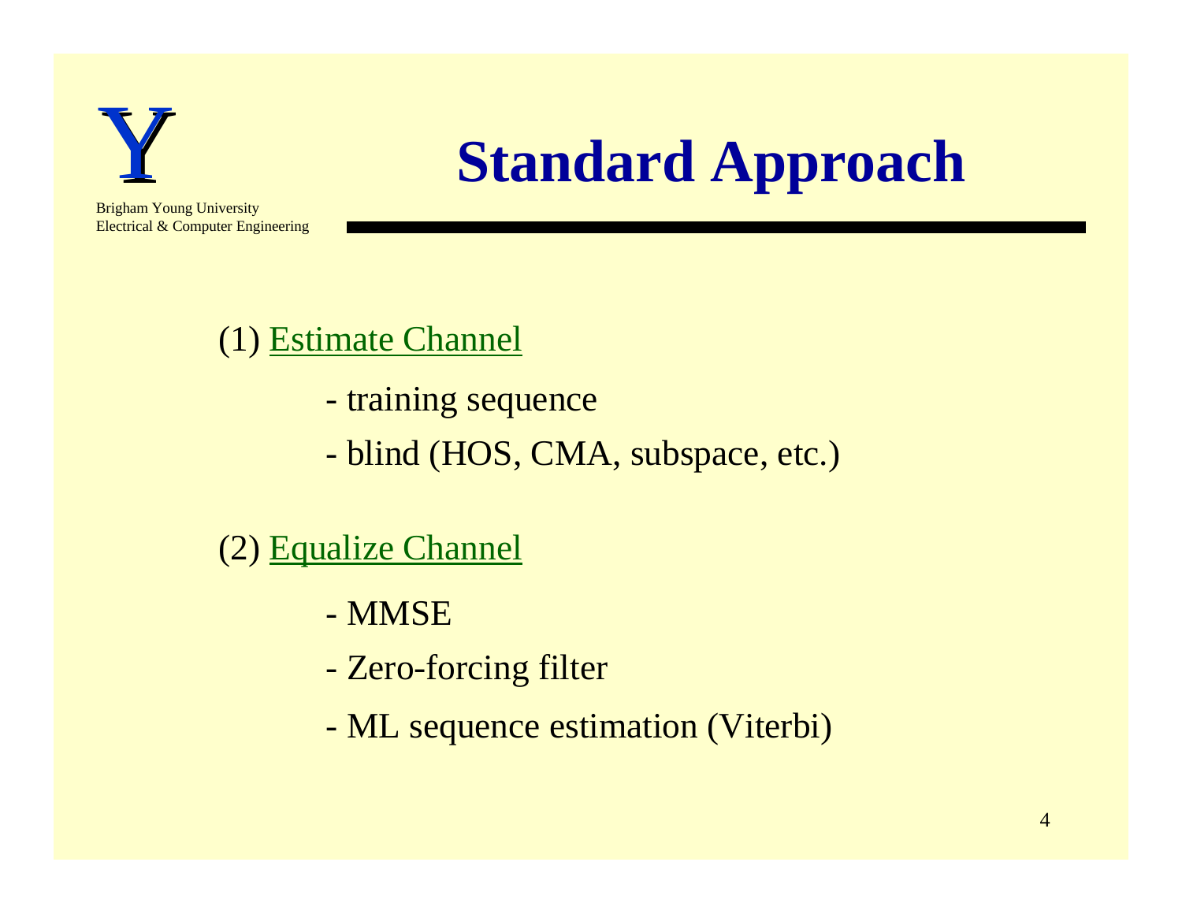# Standard Approach

(1) Estimate Channel

- training sequence
- blind (HOS, CMA, subspace, etc.)

(2) Equalize Channel

- MMSE
- Zero-forcing filter
- ML sequence estimation (Viterbi)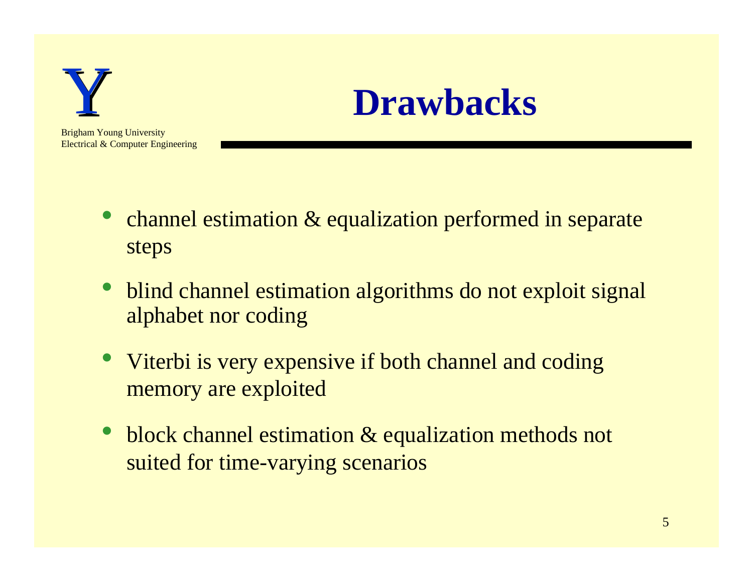# Drawbacks

- channel estimation & equalization performed in separate steps
- blind channel estimation algorithms do not exploit signal alphabet nor coding
- Viterbi is very expensive if both channel and coding memory are exploited
- block channel estimation & equalization methods not suited for time-varying scenarios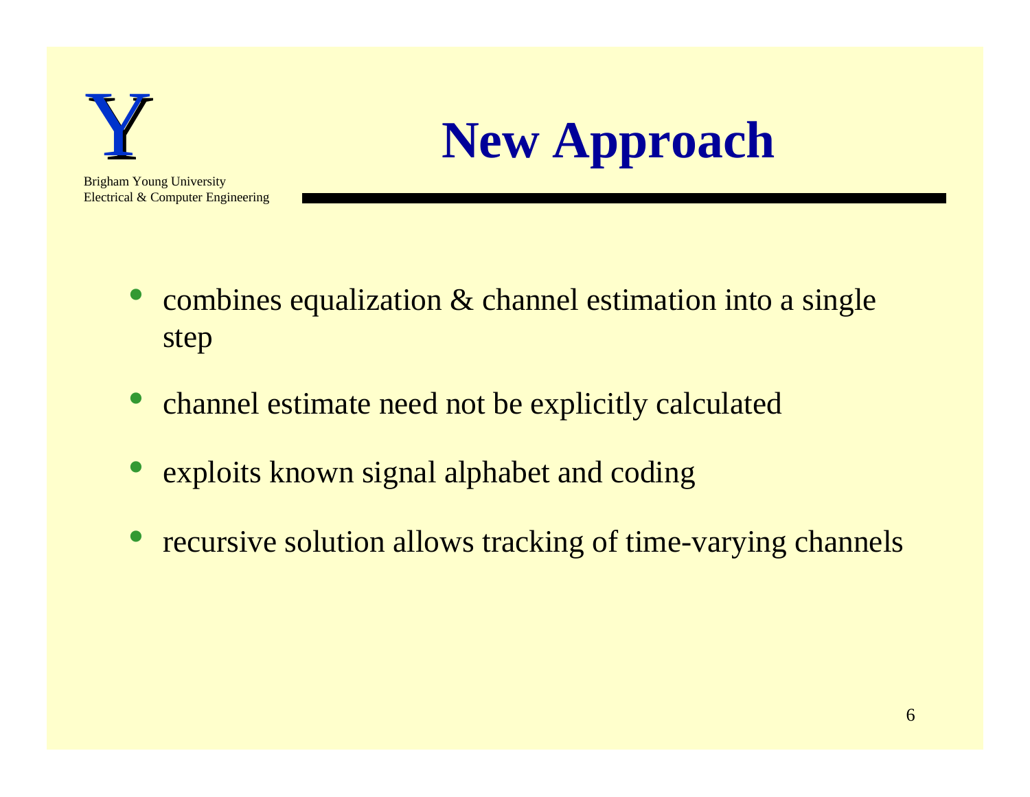# New Approach

- combines equalization & channel estimation into a single step
- channel estimate need not be explicitly calculated
- exploits known signal alphabet and coding
- recursive solution allows tracking of time-varying channels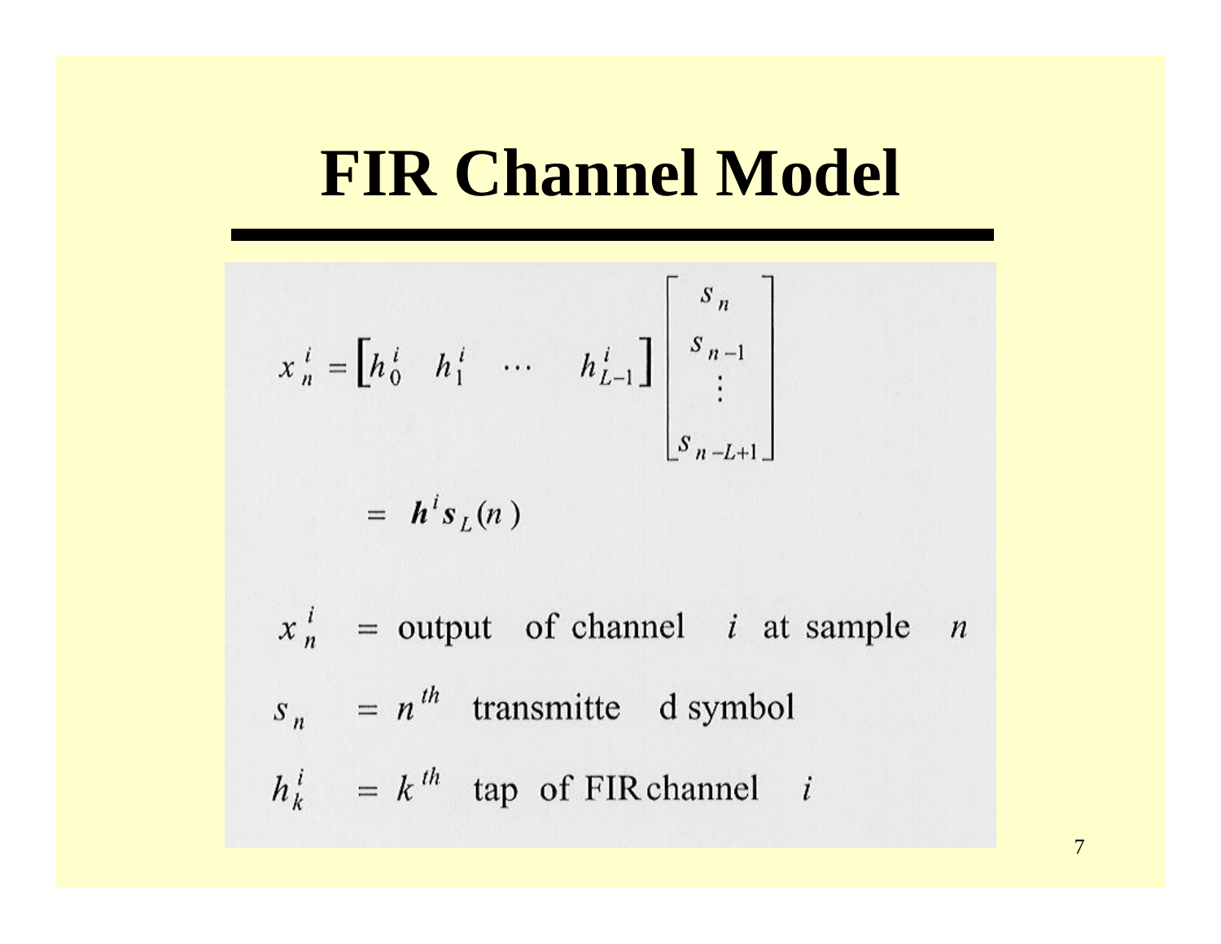# FIR Channel Model

$$x_n^i = \begin{bmatrix} h_0^i & h_1^i & \cdots & h_{L-1}^i \end{bmatrix} \begin{bmatrix} s_n \\ s_{n-1} \\ \vdots \\ s_{n-L+1} \end{bmatrix}$$

$$= \boldsymbol{h}^i \boldsymbol{s}_L(n)$$

$x_n^i$ = output of channel $i$ at sample $n$

$s_n$ = $n^{th}$ transmitte d symbol

$h_k^i$ = $k^{th}$ tap of FIR channel $i$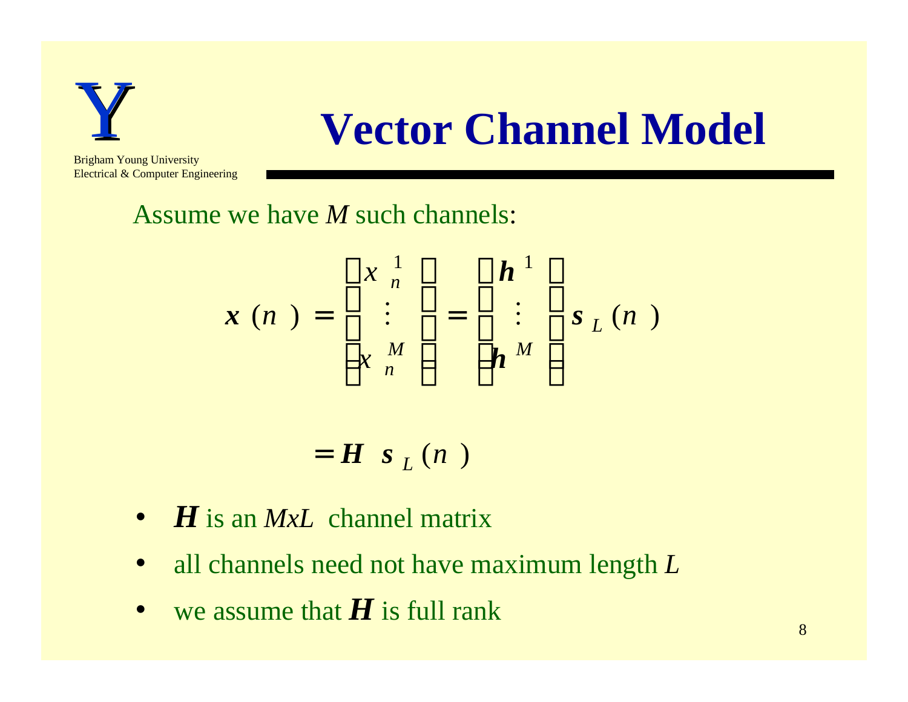# Vector Channel Model

Assume we have $M$ such channels:

$$\boldsymbol{x}(n) = \begin{bmatrix} x_n^1 \\ \vdots \\ x_n^M \end{bmatrix} = \begin{bmatrix} \boldsymbol{h}^1 \\ \vdots \\ \boldsymbol{h}^M \end{bmatrix} \boldsymbol{s}_L(n)$$

$$= \boldsymbol{H}\ \boldsymbol{s}_L(n)$$

- $\boldsymbol{H}$ is an $MxL$ channel matrix
- all channels need not have maximum length $L$
- we assume that $\boldsymbol{H}$ is full rank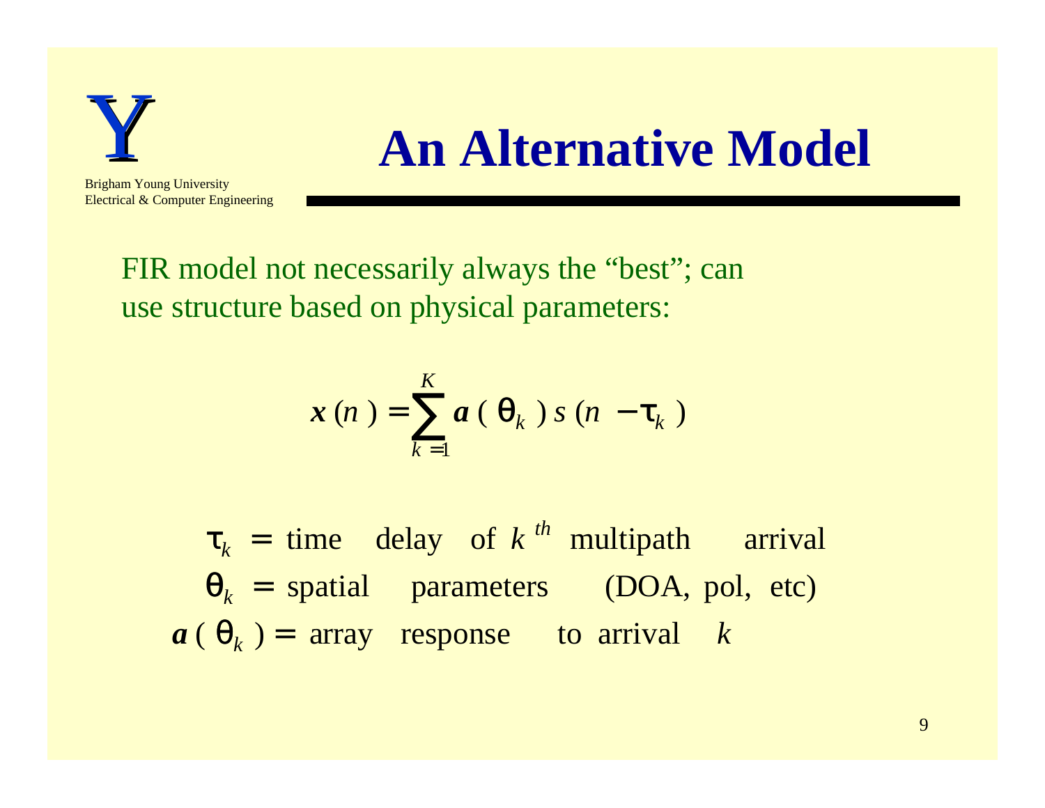# An Alternative Model

FIR model not necessarily always the "best"; can use structure based on physical parameters:

$$\boldsymbol{x}(n) = \sum_{k=1}^{K} \boldsymbol{a}(\theta_k)\, s(n - \tau_k)$$

$\tau_k$ = time delay of $k^{th}$ multipath arrival

$\theta_k$ = spatial parameters (DOA, pol, etc)

$\boldsymbol{a}(\theta_k)$ = array response to arrival $k$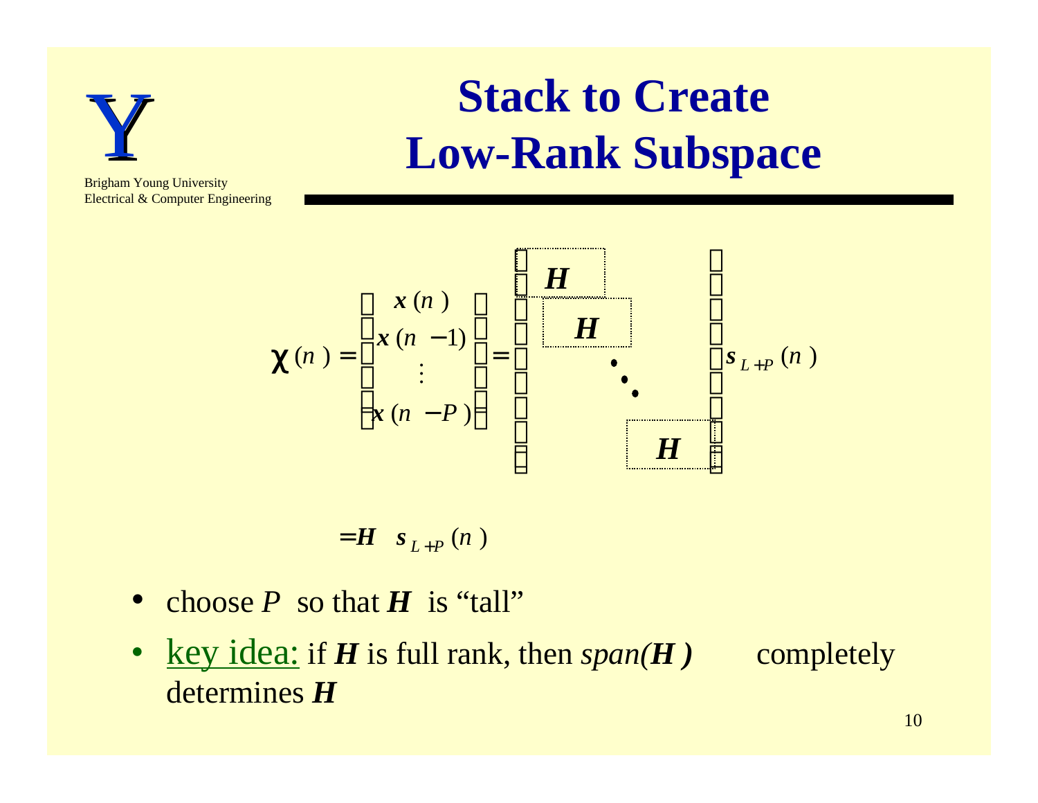# Stack to Create Low-Rank Subspace

$$\boldsymbol{\chi}(n) = \begin{bmatrix} \boldsymbol{x}(n) \\ \boldsymbol{x}(n-1) \\ \vdots \\ \boldsymbol{x}(n-P) \end{bmatrix} = \begin{bmatrix} \boldsymbol{H} & & & \\ & \boldsymbol{H} & & \\ & & \ddots & \\ & & & \boldsymbol{H} \end{bmatrix} \boldsymbol{s}_{L+P}(n)$$

$$= \boldsymbol{H} \quad \boldsymbol{s}_{L+P}(n)$$

- choose $P$ so that $\boldsymbol{H}$ is "tall"
- key idea: if $\boldsymbol{H}$ is full rank, then *span(H )* completely determines $\boldsymbol{H}$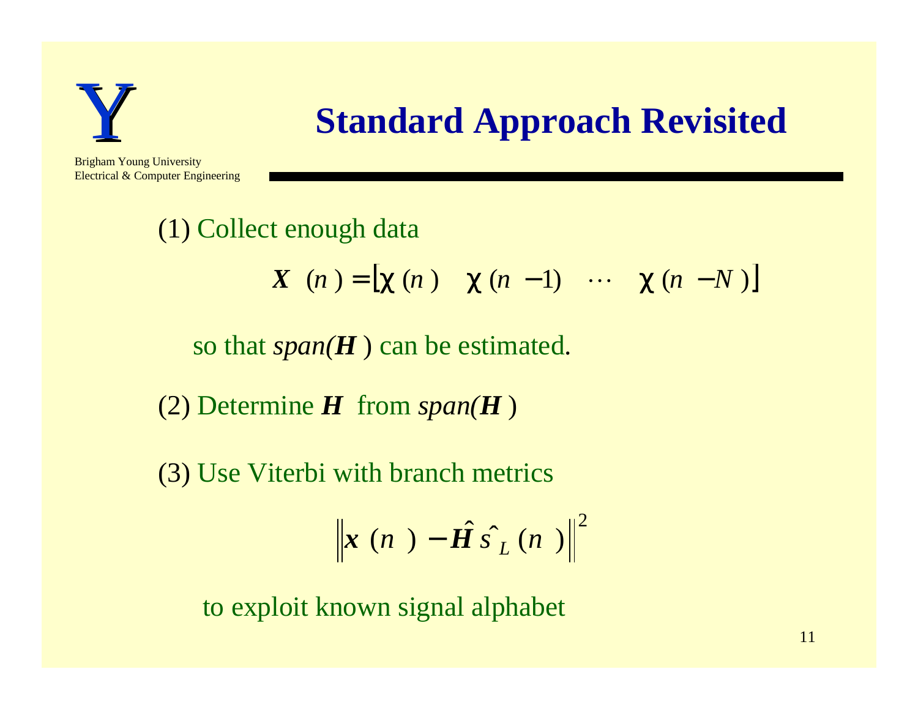# Standard Approach Revisited

Brigham Young University
Electrical & Computer Engineering

(1) Collect enough data

$$\boldsymbol{X}(n) = \left[ \chi(n) \quad \chi(n-1) \quad \cdots \quad \chi(n-N) \right]$$

so that *span(**H**)* can be estimated.

(2) Determine $\boldsymbol{H}$ from *span(**H**)*

(3) Use Viterbi with branch metrics

$$\left\| \boldsymbol{x}(n) - \hat{\boldsymbol{H}} \hat{s}_L(n) \right\|^2$$

to exploit known signal alphabet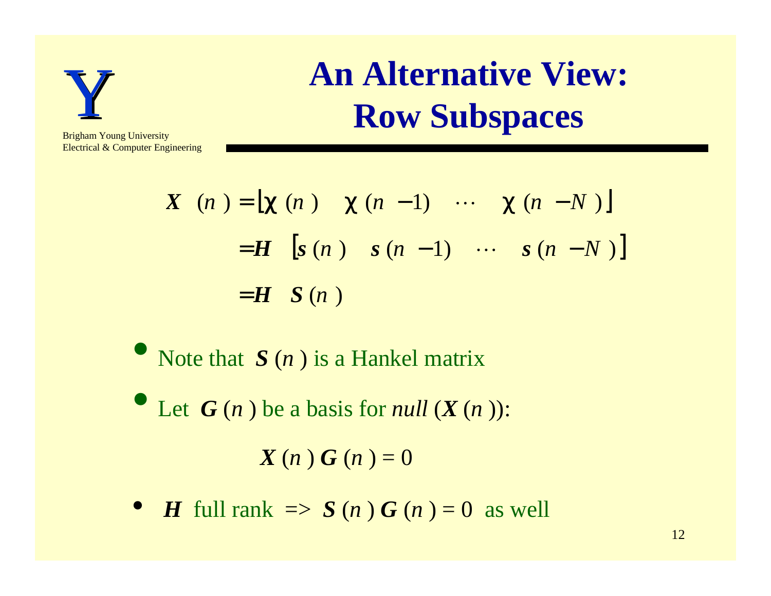# An Alternative View: Row Subspaces

$$
\begin{aligned}
\boldsymbol{X}(n) &= \left[ \boldsymbol{\chi}(n) \quad \boldsymbol{\chi}(n-1) \quad \cdots \quad \boldsymbol{\chi}(n-N) \right] \\
&= \boldsymbol{H} \left[ \boldsymbol{s}(n) \quad \boldsymbol{s}(n-1) \quad \cdots \quad \boldsymbol{s}(n-N) \right] \\
&= \boldsymbol{H} \, \boldsymbol{S}(n)
\end{aligned}
$$

- Note that $\boldsymbol{S}(n)$ is a Hankel matrix
- Let $\boldsymbol{G}(n)$ be a basis for *null* $(\boldsymbol{X}(n))$:

$$\boldsymbol{X}(n)\,\boldsymbol{G}(n) = 0$$

- $\boldsymbol{H}$ full rank => $\boldsymbol{S}(n)\,\boldsymbol{G}(n) = 0$ as well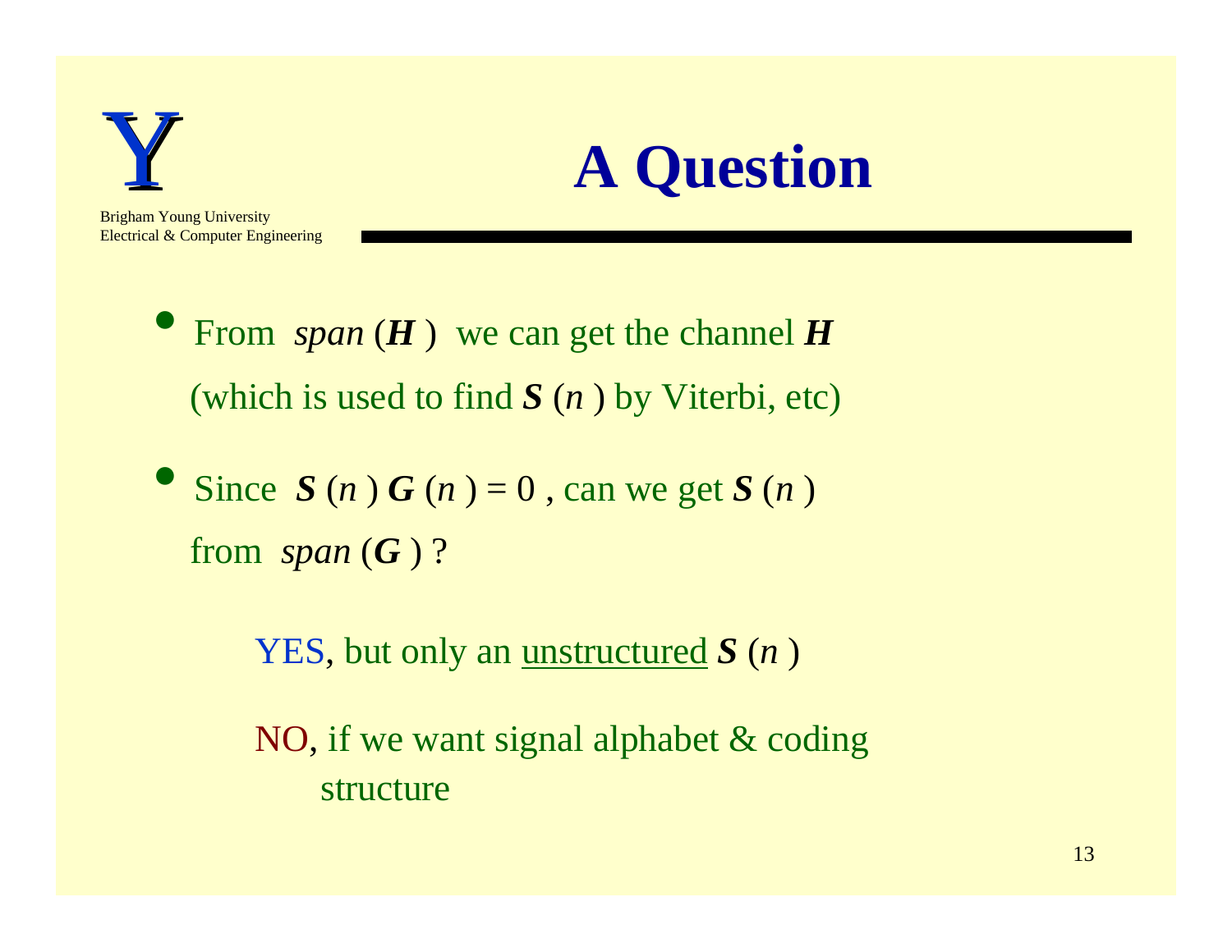# A Question

- From $span(\boldsymbol{H})$ we can get the channel $\boldsymbol{H}$ (which is used to find $\boldsymbol{S}(n)$ by Viterbi, etc)

- Since $\boldsymbol{S}(n)\,\boldsymbol{G}(n) = 0$, can we get $\boldsymbol{S}(n)$ from $span(\boldsymbol{G})$ ?

  YES, but only an unstructured $\boldsymbol{S}(n)$

  NO, if we want signal alphabet & coding structure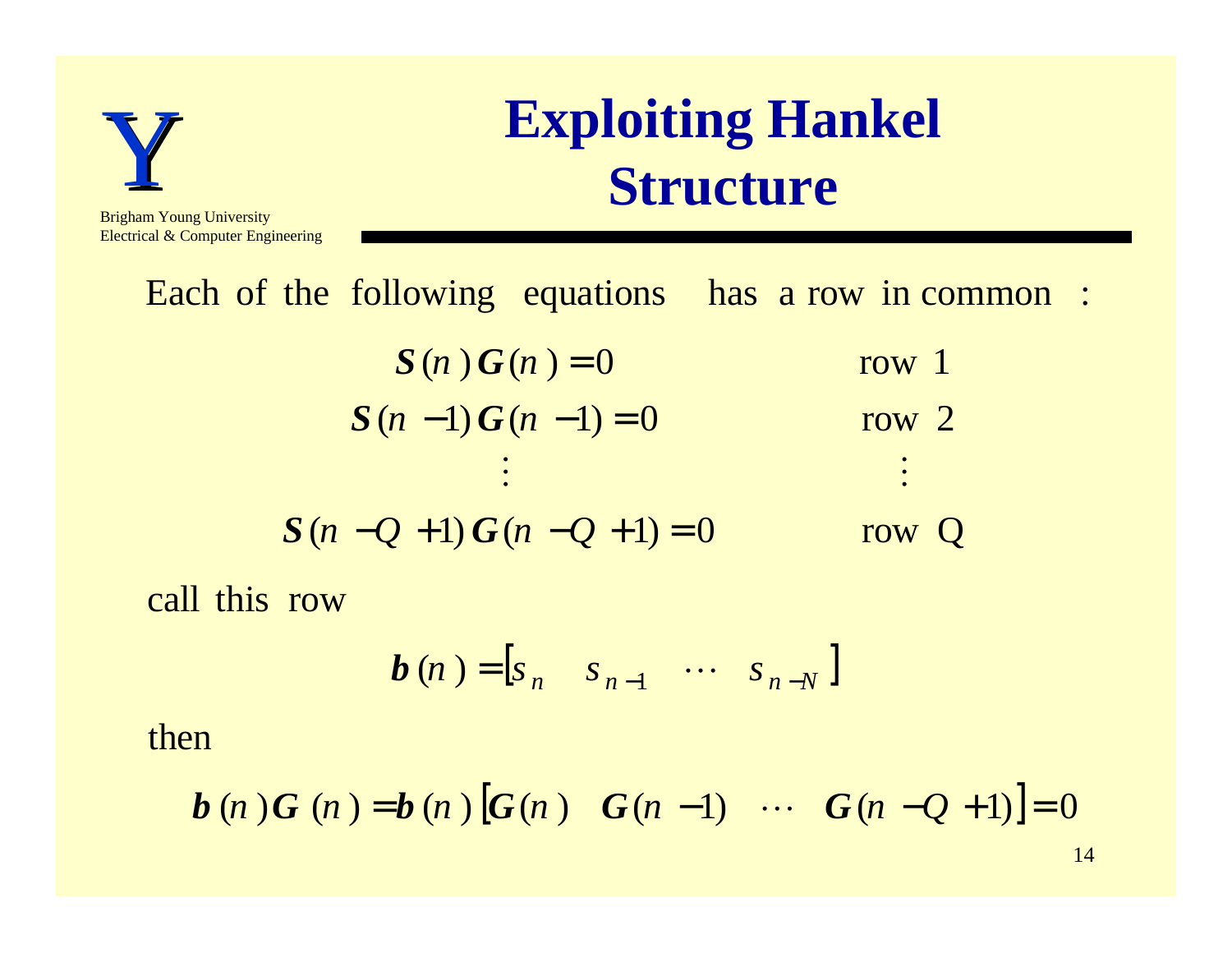# Exploiting Hankel Structure

Each of the following equations has a row in common :

$$
\begin{array}{ll}
\boldsymbol{S}(n)\,\boldsymbol{G}(n) = 0 & \text{row } 1 \\
\boldsymbol{S}(n-1)\,\boldsymbol{G}(n-1) = 0 & \text{row } 2 \\
\vdots & \vdots \\
\boldsymbol{S}(n-Q+1)\,\boldsymbol{G}(n-Q+1) = 0 & \text{row } Q
\end{array}
$$

call this row

$$
\boldsymbol{b}(n) = \begin{bmatrix} s_n & s_{n-1} & \cdots & s_{n-N} \end{bmatrix}
$$

then

$$
\boldsymbol{b}(n)\boldsymbol{G}(n) = \boldsymbol{b}(n)\begin{bmatrix} \boldsymbol{G}(n) & \boldsymbol{G}(n-1) & \cdots & \boldsymbol{G}(n-Q+1) \end{bmatrix} = 0
$$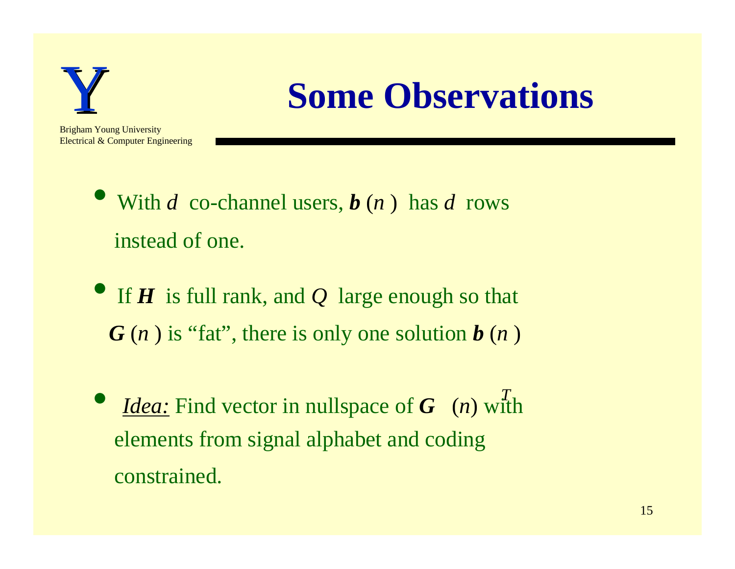# Some Observations

- With $d$ co-channel users, $\boldsymbol{b}(n)$ has $d$ rows instead of one.
- If $\boldsymbol{H}$ is full rank, and $Q$ large enough so that $\boldsymbol{G}(n)$ is "fat", there is only one solution $\boldsymbol{b}(n)$
- *Idea:* Find vector in nullspace of $\boldsymbol{G}^T(n)$ with elements from signal alphabet and coding constrained.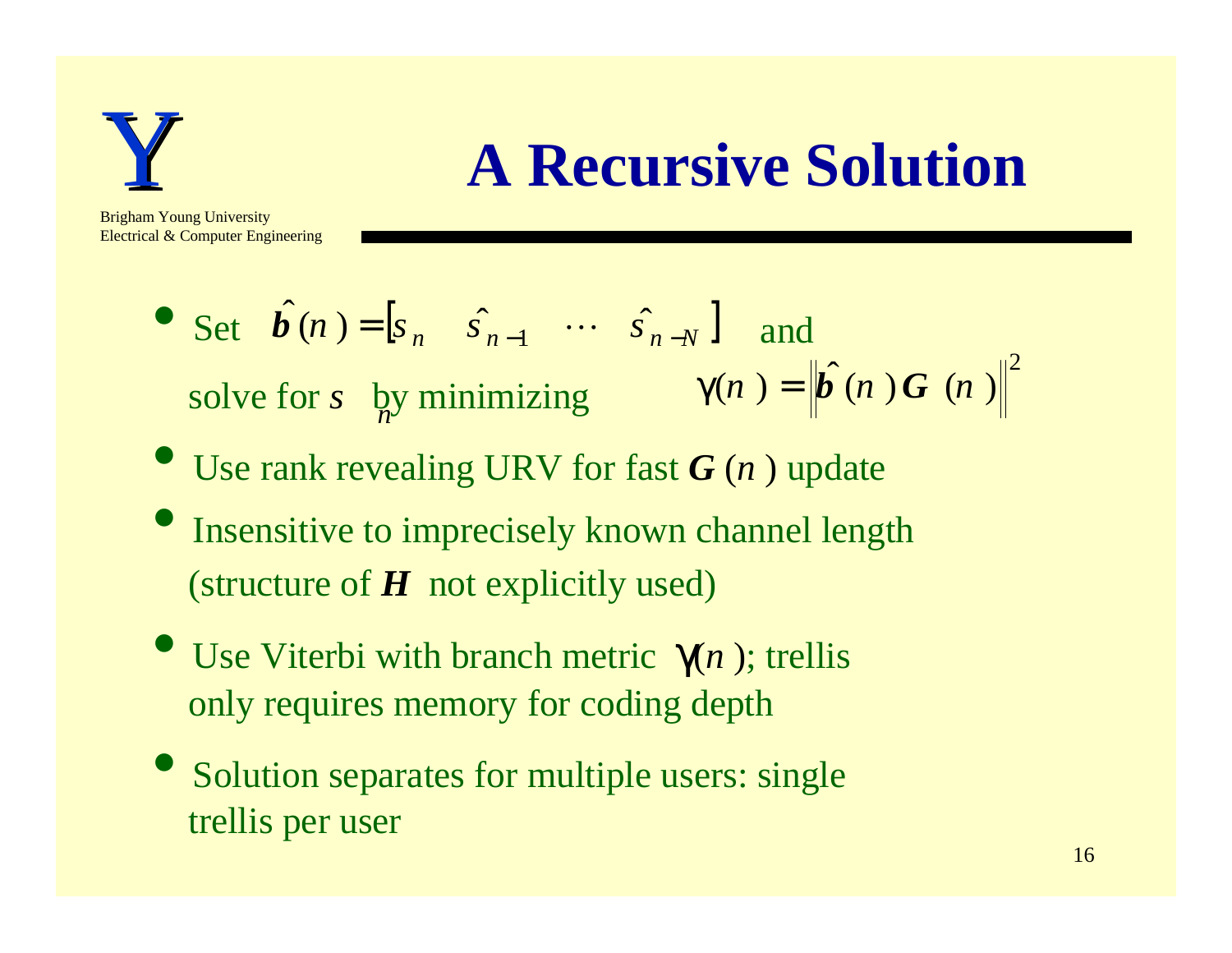# A Recursive Solution

- Set $\hat{\boldsymbol{b}}(n) = [s_n \quad \hat{s}_{n-1} \quad \cdots \quad \hat{s}_{n-N}]$ and solve for $s_n$ by minimizing $\gamma(n) = \left\| \hat{\boldsymbol{b}}(n)\boldsymbol{G}(n) \right\|^2$
- Use rank revealing URV for fast $\boldsymbol{G}(n)$ update
- Insensitive to imprecisely known channel length (structure of $\boldsymbol{H}$ not explicitly used)
- Use Viterbi with branch metric $\gamma(n)$; trellis only requires memory for coding depth
- Solution separates for multiple users: single trellis per user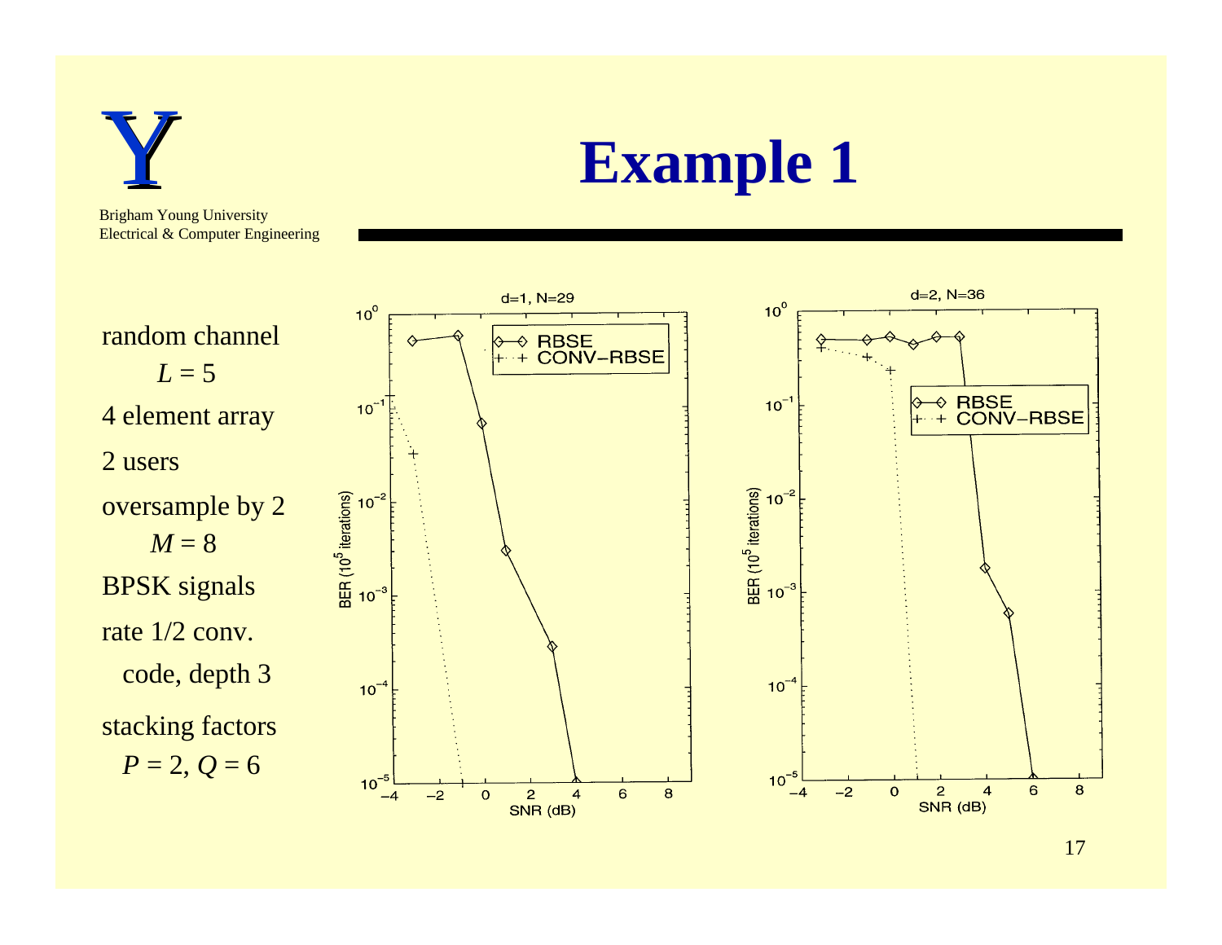# Example 1

random channel

$L = 5$

4 element array

2 users

oversample by 2

$M = 8$

BPSK signals

rate 1/2 conv. code, depth 3

stacking factors

$P = 2$, $Q = 6$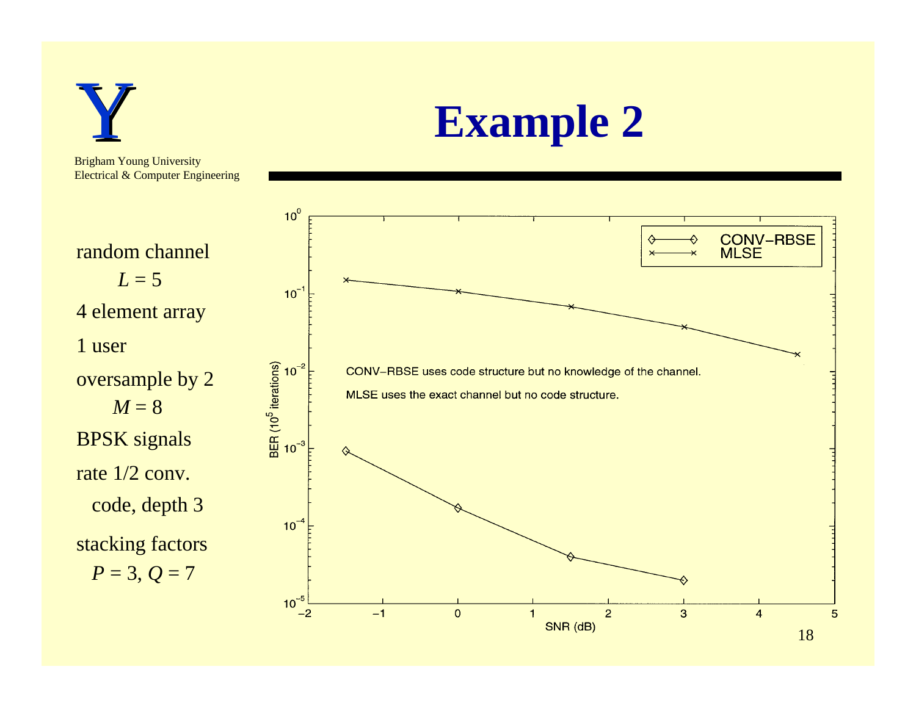# Example 2

random channel

$L = 5$

4 element array

1 user

oversample by 2

$M = 8$

BPSK signals

rate 1/2 conv. code, depth 3

stacking factors

$P = 3, Q = 7$

CONV−RBSE uses code structure but no knowledge of the channel.

MLSE uses the exact channel but no code structure.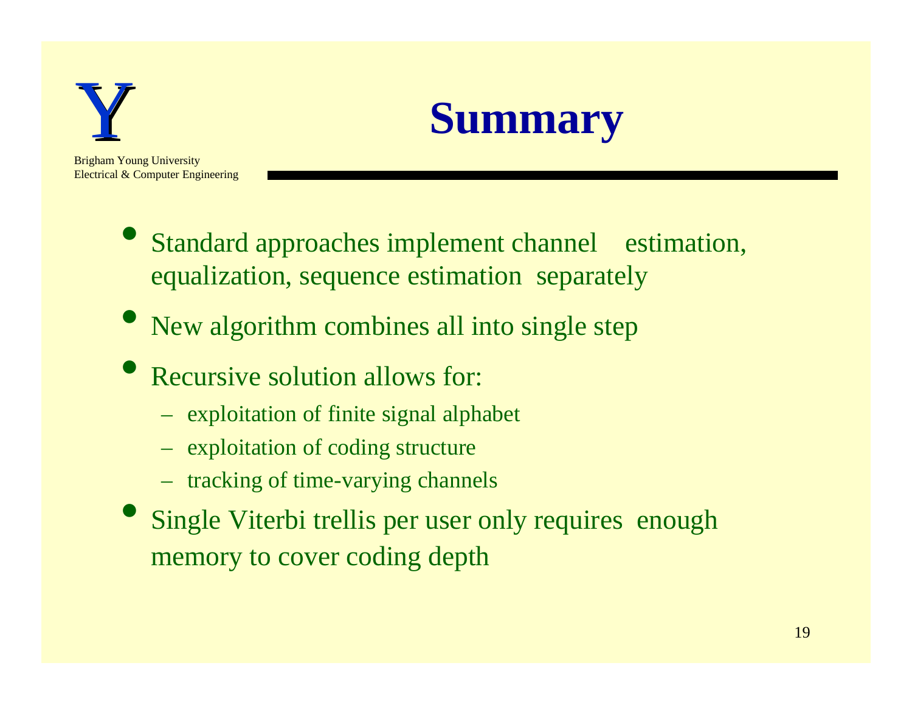Brigham Young University
Electrical & Computer Engineering

# Summary

- Standard approaches implement channel estimation, equalization, sequence estimation separately
- New algorithm combines all into single step
- Recursive solution allows for:
  - exploitation of finite signal alphabet
  - exploitation of coding structure
  - tracking of time-varying channels
- Single Viterbi trellis per user only requires enough memory to cover coding depth